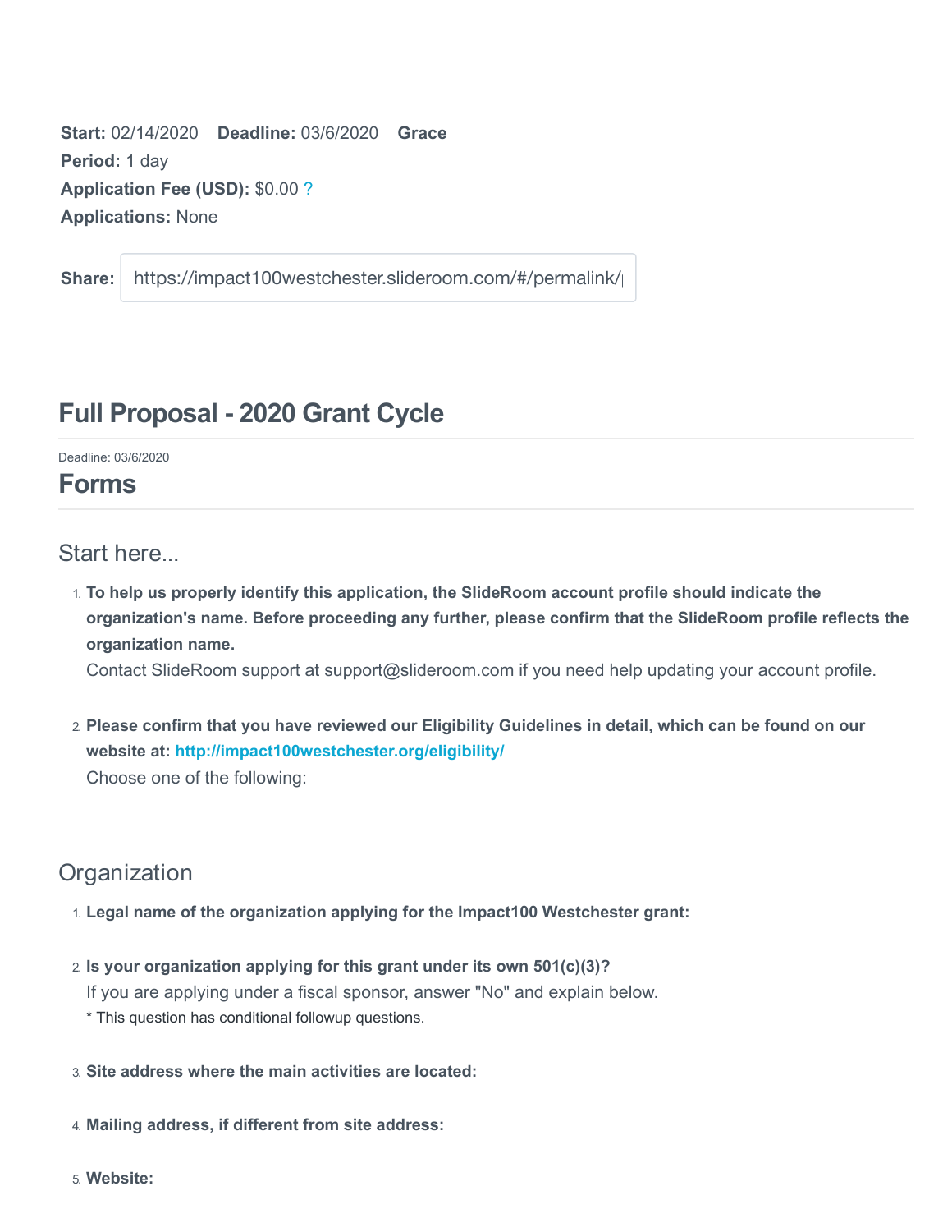**Start:** 02/14/2020 **Deadline:** 03/6/2020 **Grace Period:** 1 day
**Application Fee (USD):** $0.00 ?
**Applications:** None

**Share:** https://impact100westchester.slideroom.com/#/permalink/

## Full Proposal - 2020 Grant Cycle

Deadline: 03/6/2020

## Forms

### Start here...

1. **To help us properly identify this application, the SlideRoom account profile should indicate the organization's name. Before proceeding any further, please confirm that the SlideRoom profile reflects the organization name.**
   Contact SlideRoom support at support@slideroom.com if you need help updating your account profile.

2. **Please confirm that you have reviewed our Eligibility Guidelines in detail, which can be found on our website at: http://impact100westchester.org/eligibility/**
   Choose one of the following:

### Organization

1. **Legal name of the organization applying for the Impact100 Westchester grant:**

2. **Is your organization applying for this grant under its own 501(c)(3)?**
   If you are applying under a fiscal sponsor, answer "No" and explain below.
   * This question has conditional followup questions.

3. **Site address where the main activities are located:**

4. **Mailing address, if different from site address:**

5. **Website:**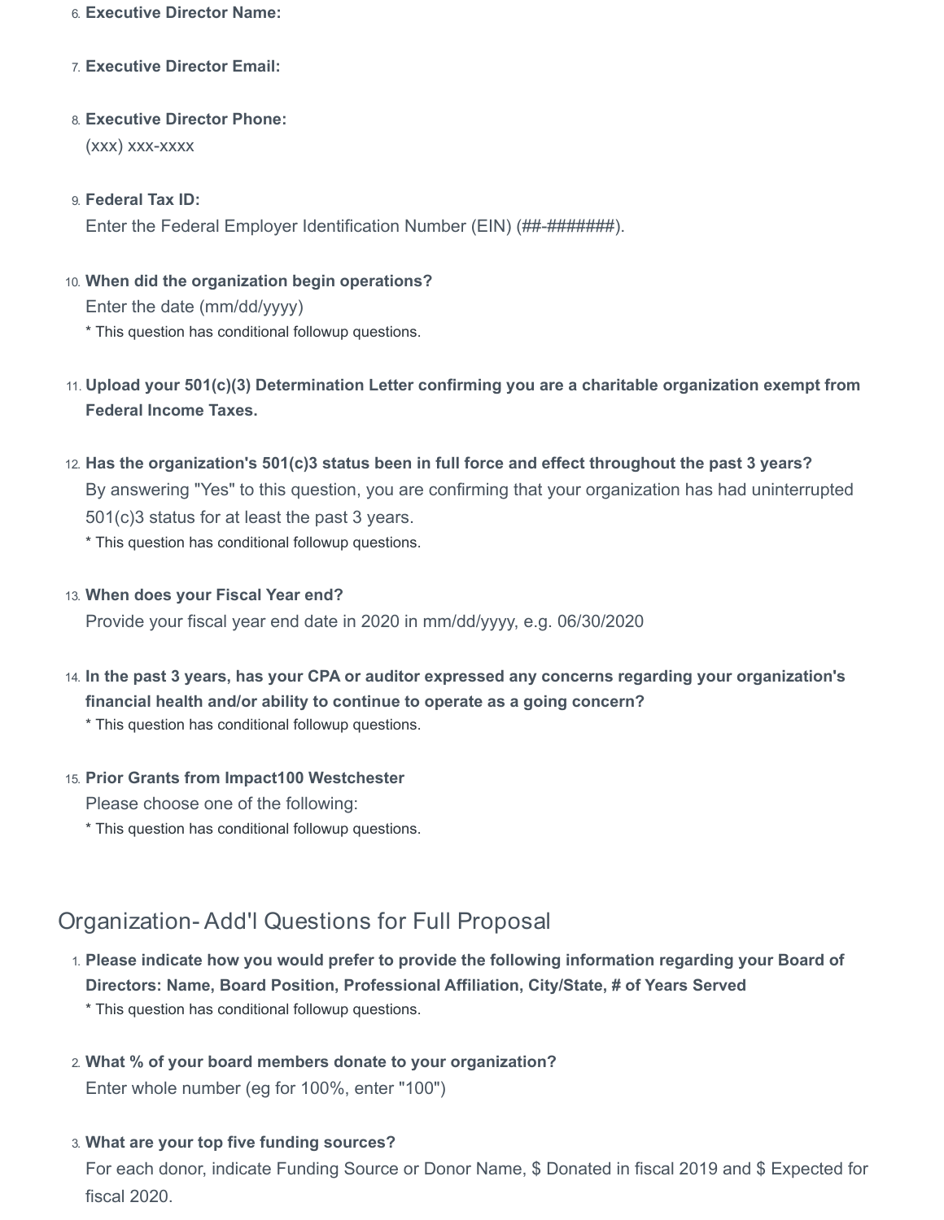6. **Executive Director Name:**

7. **Executive Director Email:**

8. **Executive Director Phone:**
   (xxx) xxx-xxxx

9. **Federal Tax ID:**
   Enter the Federal Employer Identification Number (EIN) (##-#######).

10. **When did the organization begin operations?**
    Enter the date (mm/dd/yyyy)
    * This question has conditional followup questions.

11. **Upload your 501(c)(3) Determination Letter confirming you are a charitable organization exempt from Federal Income Taxes.**

12. **Has the organization's 501(c)3 status been in full force and effect throughout the past 3 years?**
    By answering "Yes" to this question, you are confirming that your organization has had uninterrupted 501(c)3 status for at least the past 3 years.
    * This question has conditional followup questions.

13. **When does your Fiscal Year end?**
    Provide your fiscal year end date in 2020 in mm/dd/yyyy, e.g. 06/30/2020

14. **In the past 3 years, has your CPA or auditor expressed any concerns regarding your organization's financial health and/or ability to continue to operate as a going concern?**
    * This question has conditional followup questions.

15. **Prior Grants from Impact100 Westchester**
    Please choose one of the following:
    * This question has conditional followup questions.

## Organization- Add'l Questions for Full Proposal

1. **Please indicate how you would prefer to provide the following information regarding your Board of Directors: Name, Board Position, Professional Affiliation, City/State, # of Years Served**
   * This question has conditional followup questions.

2. **What % of your board members donate to your organization?**
   Enter whole number (eg for 100%, enter "100")

3. **What are your top five funding sources?**
   For each donor, indicate Funding Source or Donor Name, $ Donated in fiscal 2019 and $ Expected for fiscal 2020.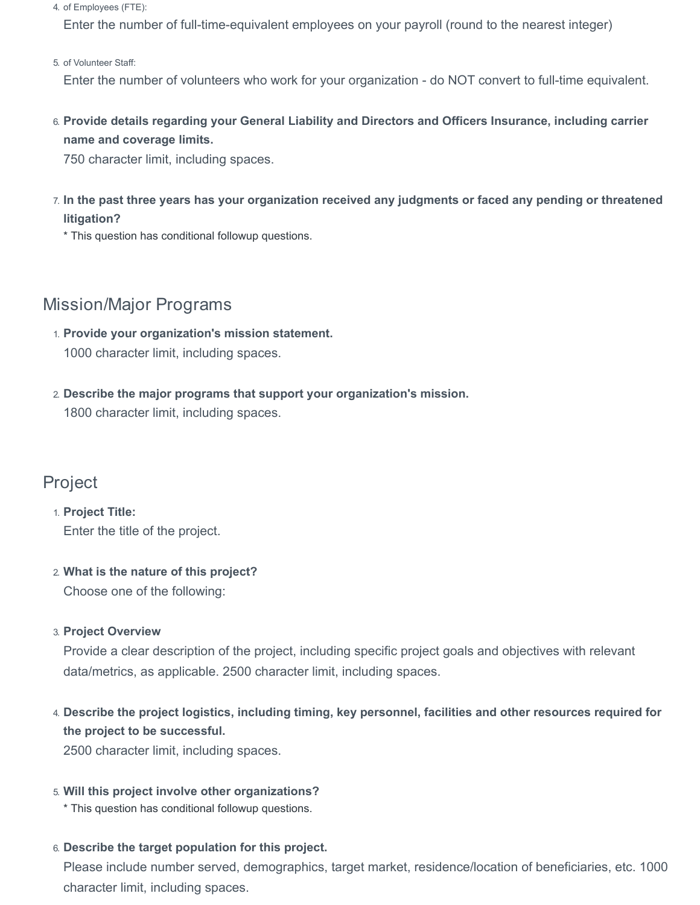4. of Employees (FTE):
   Enter the number of full-time-equivalent employees on your payroll (round to the nearest integer)

5. of Volunteer Staff:
   Enter the number of volunteers who work for your organization - do NOT convert to full-time equivalent.

6. **Provide details regarding your General Liability and Directors and Officers Insurance, including carrier name and coverage limits.**
   750 character limit, including spaces.

7. **In the past three years has your organization received any judgments or faced any pending or threatened litigation?**
   * This question has conditional followup questions.

## Mission/Major Programs

1. **Provide your organization's mission statement.**
   1000 character limit, including spaces.

2. **Describe the major programs that support your organization's mission.**
   1800 character limit, including spaces.

## Project

1. **Project Title:**
   Enter the title of the project.

2. **What is the nature of this project?**
   Choose one of the following:

3. **Project Overview**
   Provide a clear description of the project, including specific project goals and objectives with relevant data/metrics, as applicable. 2500 character limit, including spaces.

4. **Describe the project logistics, including timing, key personnel, facilities and other resources required for the project to be successful.**
   2500 character limit, including spaces.

5. **Will this project involve other organizations?**
   * This question has conditional followup questions.

6. **Describe the target population for this project.**
   Please include number served, demographics, target market, residence/location of beneficiaries, etc. 1000 character limit, including spaces.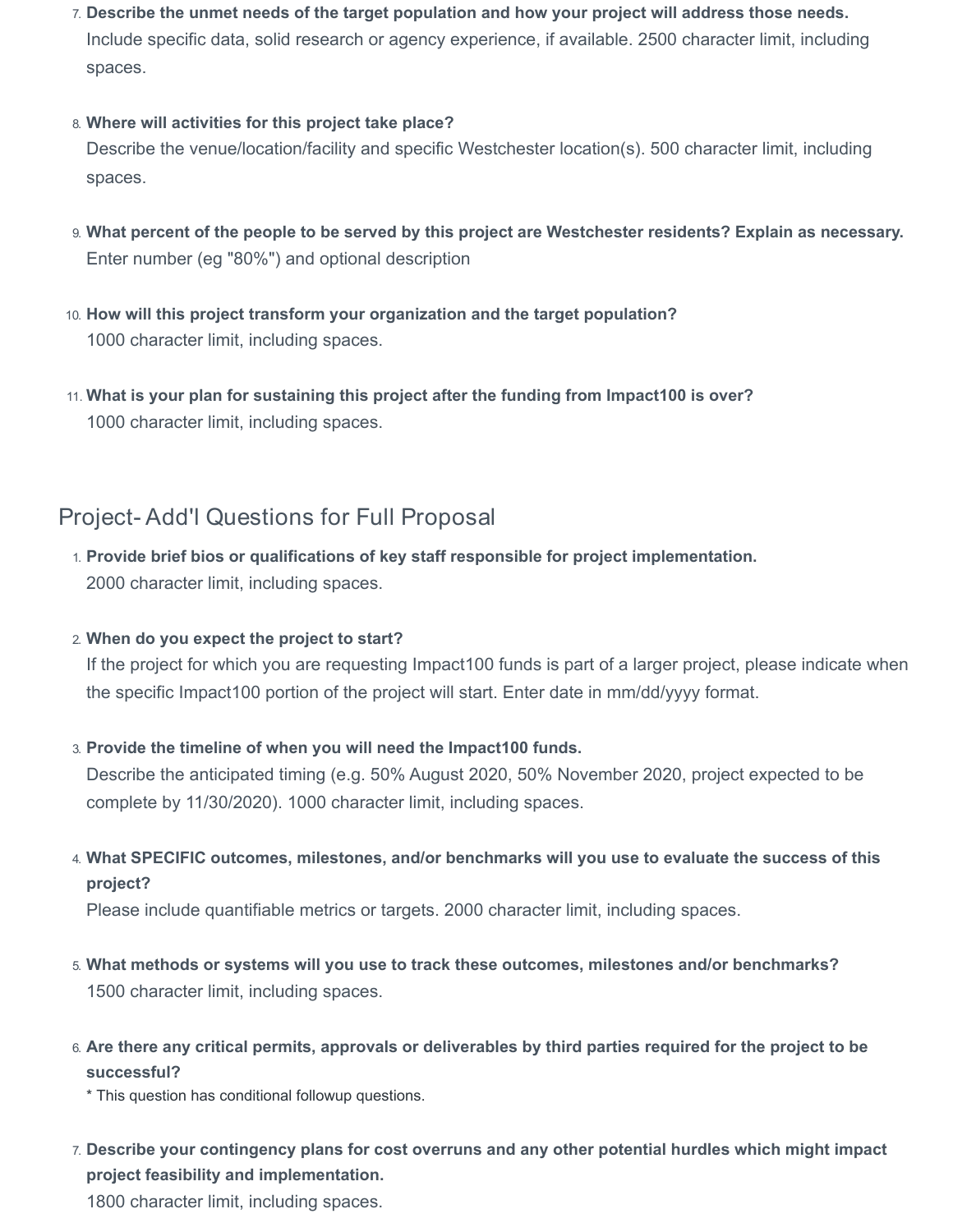7. **Describe the unmet needs of the target population and how your project will address those needs.**
   Include specific data, solid research or agency experience, if available. 2500 character limit, including spaces.

8. **Where will activities for this project take place?**
   Describe the venue/location/facility and specific Westchester location(s). 500 character limit, including spaces.

9. **What percent of the people to be served by this project are Westchester residents? Explain as necessary.**
   Enter number (eg "80%") and optional description

10. **How will this project transform your organization and the target population?**
    1000 character limit, including spaces.

11. **What is your plan for sustaining this project after the funding from Impact100 is over?**
    1000 character limit, including spaces.

## Project- Add'l Questions for Full Proposal

1. **Provide brief bios or qualifications of key staff responsible for project implementation.**
   2000 character limit, including spaces.

2. **When do you expect the project to start?**
   If the project for which you are requesting Impact100 funds is part of a larger project, please indicate when the specific Impact100 portion of the project will start. Enter date in mm/dd/yyyy format.

3. **Provide the timeline of when you will need the Impact100 funds.**
   Describe the anticipated timing (e.g. 50% August 2020, 50% November 2020, project expected to be complete by 11/30/2020). 1000 character limit, including spaces.

4. **What SPECIFIC outcomes, milestones, and/or benchmarks will you use to evaluate the success of this project?**
   Please include quantifiable metrics or targets. 2000 character limit, including spaces.

5. **What methods or systems will you use to track these outcomes, milestones and/or benchmarks?**
   1500 character limit, including spaces.

6. **Are there any critical permits, approvals or deliverables by third parties required for the project to be successful?**
   * This question has conditional followup questions.

7. **Describe your contingency plans for cost overruns and any other potential hurdles which might impact project feasibility and implementation.**
   1800 character limit, including spaces.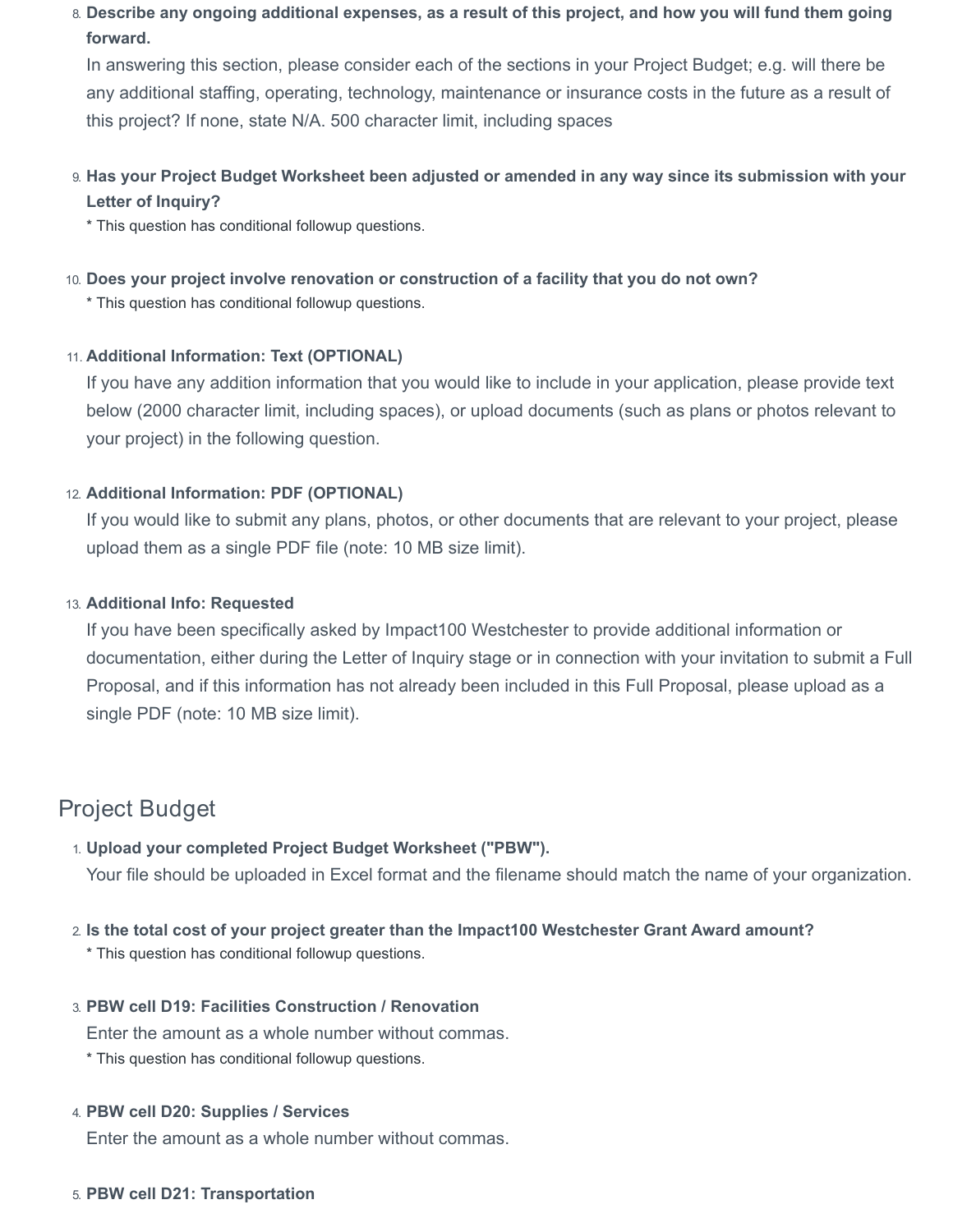8. **Describe any ongoing additional expenses, as a result of this project, and how you will fund them going forward.**
   In answering this section, please consider each of the sections in your Project Budget; e.g. will there be any additional staffing, operating, technology, maintenance or insurance costs in the future as a result of this project? If none, state N/A. 500 character limit, including spaces

9. **Has your Project Budget Worksheet been adjusted or amended in any way since its submission with your Letter of Inquiry?**
   * This question has conditional followup questions.

10. **Does your project involve renovation or construction of a facility that you do not own?**
    * This question has conditional followup questions.

11. **Additional Information: Text (OPTIONAL)**
    If you have any addition information that you would like to include in your application, please provide text below (2000 character limit, including spaces), or upload documents (such as plans or photos relevant to your project) in the following question.

12. **Additional Information: PDF (OPTIONAL)**
    If you would like to submit any plans, photos, or other documents that are relevant to your project, please upload them as a single PDF file (note: 10 MB size limit).

13. **Additional Info: Requested**
    If you have been specifically asked by Impact100 Westchester to provide additional information or documentation, either during the Letter of Inquiry stage or in connection with your invitation to submit a Full Proposal, and if this information has not already been included in this Full Proposal, please upload as a single PDF (note: 10 MB size limit).

## Project Budget

1. **Upload your completed Project Budget Worksheet ("PBW").**
   Your file should be uploaded in Excel format and the filename should match the name of your organization.

2. **Is the total cost of your project greater than the Impact100 Westchester Grant Award amount?**
   * This question has conditional followup questions.

3. **PBW cell D19: Facilities Construction / Renovation**
   Enter the amount as a whole number without commas.
   * This question has conditional followup questions.

4. **PBW cell D20: Supplies / Services**
   Enter the amount as a whole number without commas.

5. **PBW cell D21: Transportation**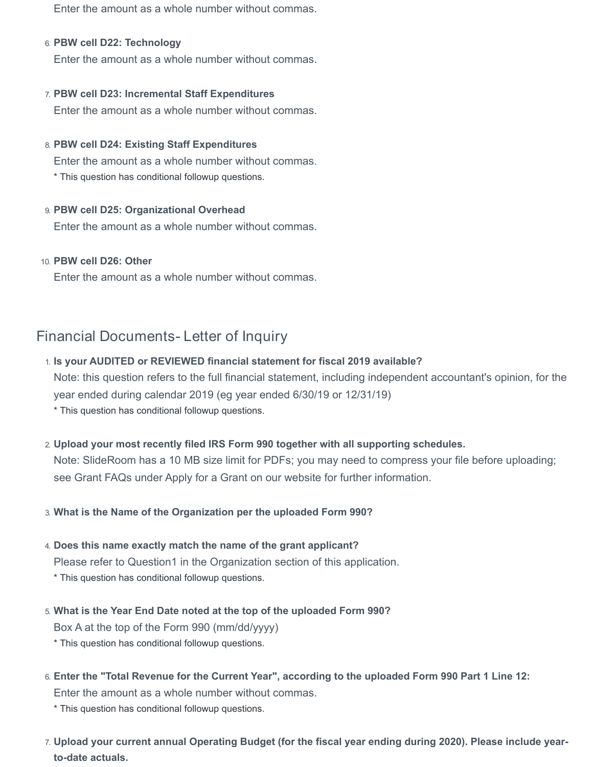Enter the amount as a whole number without commas.

6. **PBW cell D22: Technology**
   Enter the amount as a whole number without commas.

7. **PBW cell D23: Incremental Staff Expenditures**
   Enter the amount as a whole number without commas.

8. **PBW cell D24: Existing Staff Expenditures**
   Enter the amount as a whole number without commas.
   * This question has conditional followup questions.

9. **PBW cell D25: Organizational Overhead**
   Enter the amount as a whole number without commas.

10. **PBW cell D26: Other**
    Enter the amount as a whole number without commas.

## Financial Documents- Letter of Inquiry

1. **Is your AUDITED or REVIEWED financial statement for fiscal 2019 available?**
   Note: this question refers to the full financial statement, including independent accountant's opinion, for the year ended during calendar 2019 (eg year ended 6/30/19 or 12/31/19)
   * This question has conditional followup questions.

2. **Upload your most recently filed IRS Form 990 together with all supporting schedules.**
   Note: SlideRoom has a 10 MB size limit for PDFs; you may need to compress your file before uploading; see Grant FAQs under Apply for a Grant on our website for further information.

3. **What is the Name of the Organization per the uploaded Form 990?**

4. **Does this name exactly match the name of the grant applicant?**
   Please refer to Question1 in the Organization section of this application.
   * This question has conditional followup questions.

5. **What is the Year End Date noted at the top of the uploaded Form 990?**
   Box A at the top of the Form 990 (mm/dd/yyyy)
   * This question has conditional followup questions.

6. **Enter the "Total Revenue for the Current Year", according to the uploaded Form 990 Part 1 Line 12:**
   Enter the amount as a whole number without commas.
   * This question has conditional followup questions.

7. **Upload your current annual Operating Budget (for the fiscal year ending during 2020). Please include year-to-date actuals.**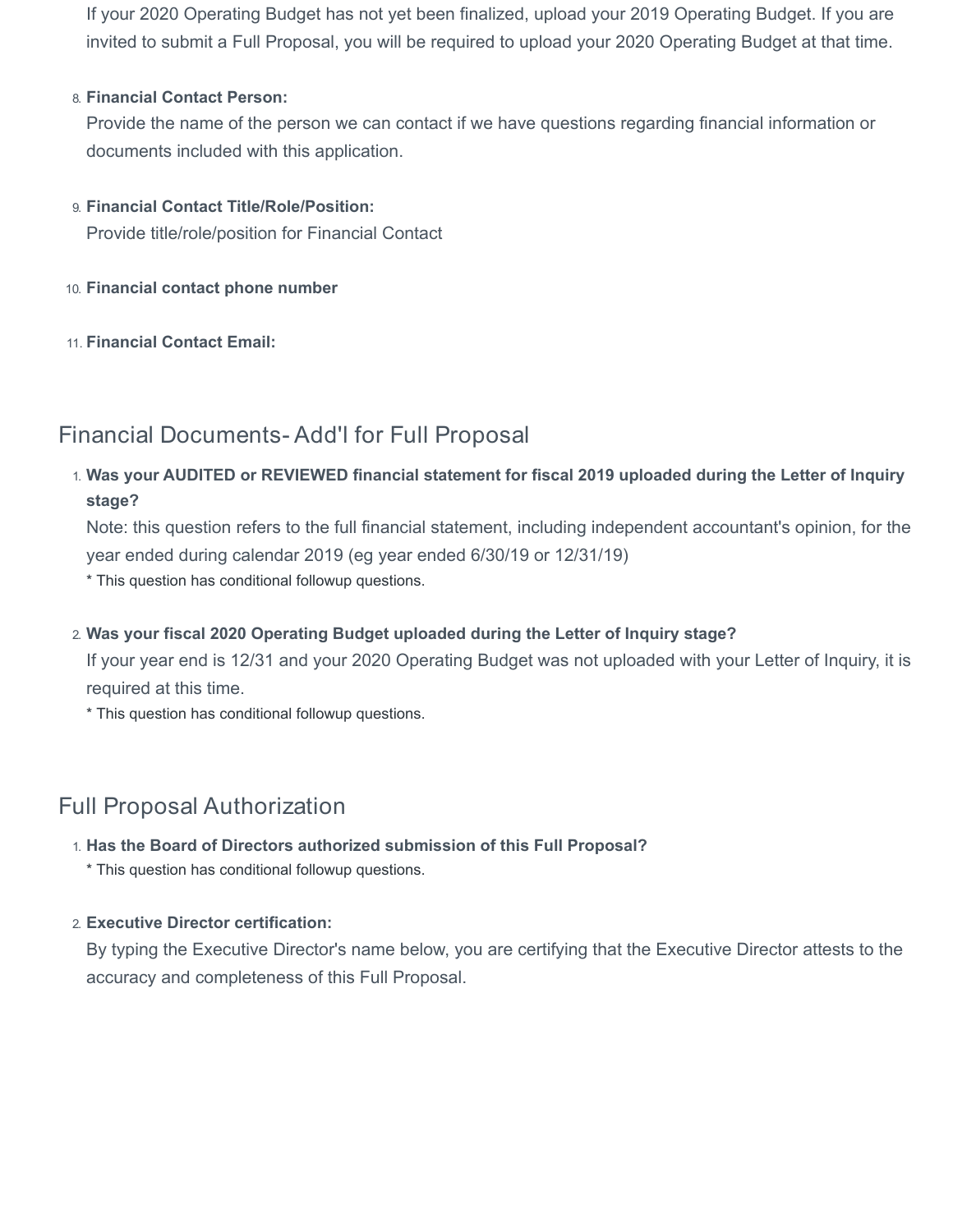If your 2020 Operating Budget has not yet been finalized, upload your 2019 Operating Budget. If you are invited to submit a Full Proposal, you will be required to upload your 2020 Operating Budget at that time.

8. **Financial Contact Person:**
   Provide the name of the person we can contact if we have questions regarding financial information or documents included with this application.

9. **Financial Contact Title/Role/Position:**
   Provide title/role/position for Financial Contact

10. **Financial contact phone number**

11. **Financial Contact Email:**

## Financial Documents- Add'l for Full Proposal

1. **Was your AUDITED or REVIEWED financial statement for fiscal 2019 uploaded during the Letter of Inquiry stage?**
   Note: this question refers to the full financial statement, including independent accountant's opinion, for the year ended during calendar 2019 (eg year ended 6/30/19 or 12/31/19)
   * This question has conditional followup questions.

2. **Was your fiscal 2020 Operating Budget uploaded during the Letter of Inquiry stage?**
   If your year end is 12/31 and your 2020 Operating Budget was not uploaded with your Letter of Inquiry, it is required at this time.
   * This question has conditional followup questions.

## Full Proposal Authorization

1. **Has the Board of Directors authorized submission of this Full Proposal?**
   * This question has conditional followup questions.

2. **Executive Director certification:**
   By typing the Executive Director's name below, you are certifying that the Executive Director attests to the accuracy and completeness of this Full Proposal.